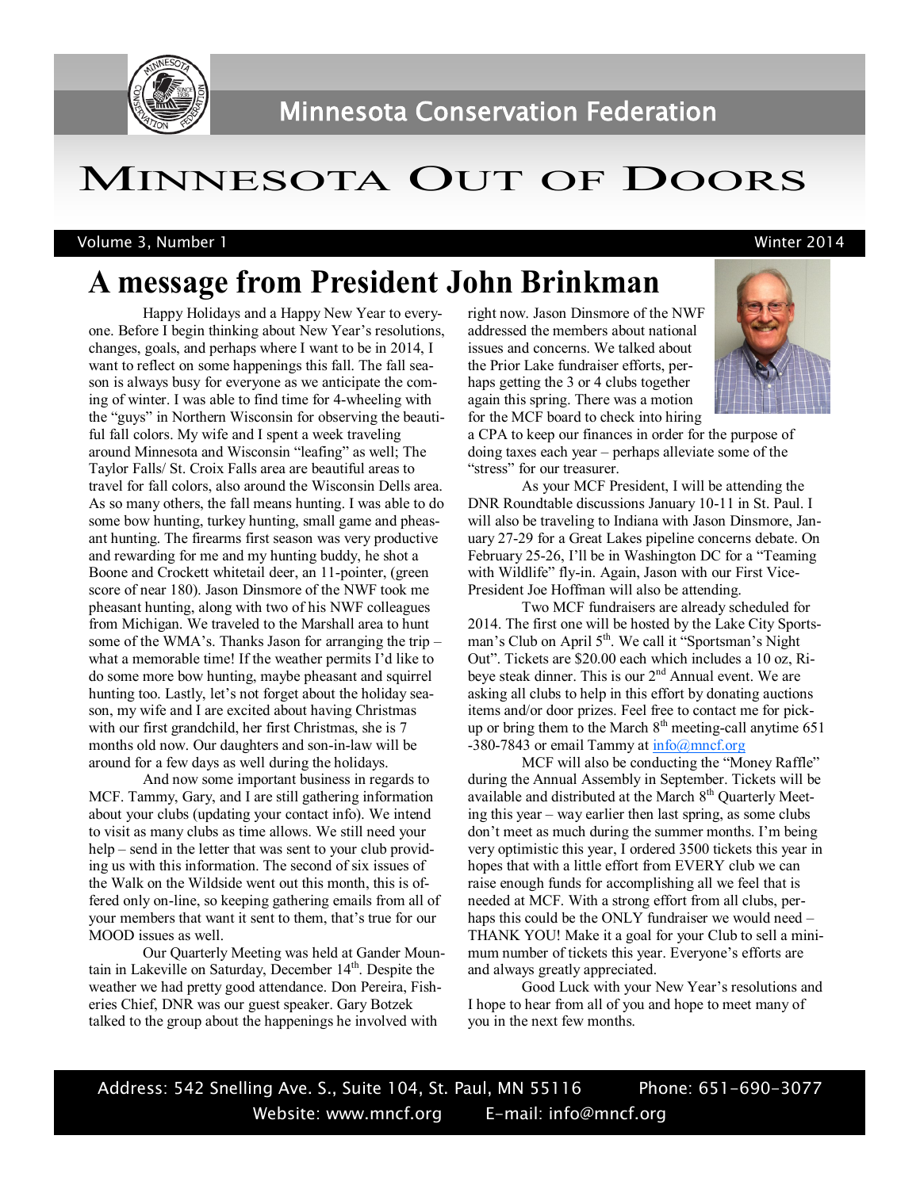Minnesota Conservation Federation

# MINNESOTA OUT OF DOORS

Volume 3, Number 1 Winter 2014

## A message from President John Brinkman

Happy Holidays and a Happy New Year to everyone. Before I begin thinking about New Year's resolutions, changes, goals, and perhaps where I want to be in 2014, I want to reflect on some happenings this fall. The fall season is always busy for everyone as we anticipate the coming of winter. I was able to find time for 4-wheeling with the "guys" in Northern Wisconsin for observing the beautiful fall colors. My wife and I spent a week traveling around Minnesota and Wisconsin "leafing" as well; The Taylor Falls/ St. Croix Falls area are beautiful areas to travel for fall colors, also around the Wisconsin Dells area. As so many others, the fall means hunting. I was able to do some bow hunting, turkey hunting, small game and pheasant hunting. The firearms first season was very productive and rewarding for me and my hunting buddy, he shot a Boone and Crockett whitetail deer, an 11-pointer, (green score of near 180). Jason Dinsmore of the NWF took me pheasant hunting, along with two of his NWF colleagues from Michigan. We traveled to the Marshall area to hunt some of the WMA's. Thanks Jason for arranging the trip – what a memorable time! If the weather permits I'd like to do some more bow hunting, maybe pheasant and squirrel hunting too. Lastly, let's not forget about the holiday season, my wife and I are excited about having Christmas with our first grandchild, her first Christmas, she is 7 months old now. Our daughters and son-in-law will be around for a few days as well during the holidays.

And now some important business in regards to MCF. Tammy, Gary, and I are still gathering information about your clubs (updating your contact info). We intend to visit as many clubs as time allows. We still need your help – send in the letter that was sent to your club providing us with this information. The second of six issues of the Walk on the Wildside went out this month, this is offered only on-line, so keeping gathering emails from all of your members that want it sent to them, that's true for our MOOD issues as well.

Our Quarterly Meeting was held at Gander Mountain in Lakeville on Saturday, December 14th. Despite the weather we had pretty good attendance. Don Pereira, Fisheries Chief, DNR was our guest speaker. Gary Botzek talked to the group about the happenings he involved with right now. Jason Dinsmore of the NWF addressed the members about national issues and concerns. We talked about the Prior Lake fundraiser efforts, perhaps getting the 3 or 4 clubs together again this spring. There was a motion for the MCF board to check into hiring a CPA to keep our finances in order for the purpose of doing taxes each year – perhaps alleviate some of the "stress" for our treasurer.

As your MCF President, I will be attending the DNR Roundtable discussions January 10-11 in St. Paul. I will also be traveling to Indiana with Jason Dinsmore, January 27-29 for a Great Lakes pipeline concerns debate. On February 25-26, I'll be in Washington DC for a "Teaming with Wildlife" fly-in. Again, Jason with our First Vice-President Joe Hoffman will also be attending.

Two MCF fundraisers are already scheduled for 2014. The first one will be hosted by the Lake City Sportsman's Club on April 5th. We call it "Sportsman's Night Out". Tickets are $20.00 each which includes a 10 oz, Ribeye steak dinner. This is our 2nd Annual event. We are asking all clubs to help in this effort by donating auctions items and/or door prizes. Feel free to contact me for pick-up or bring them to the March 8th meeting-call anytime 651-380-7843 or email Tammy at info@mncf.org

MCF will also be conducting the "Money Raffle" during the Annual Assembly in September. Tickets will be available and distributed at the March 8th Quarterly Meeting this year – way earlier then last spring, as some clubs don't meet as much during the summer months. I'm being very optimistic this year, I ordered 3500 tickets this year in hopes that with a little effort from EVERY club we can raise enough funds for accomplishing all we feel that is needed at MCF. With a strong effort from all clubs, perhaps this could be the ONLY fundraiser we would need – THANK YOU! Make it a goal for your Club to sell a minimum number of tickets this year. Everyone's efforts are and always greatly appreciated.

Good Luck with your New Year's resolutions and I hope to hear from all of you and hope to meet many of you in the next few months.

Address: 542 Snelling Ave. S., Suite 104, St. Paul, MN 55116 Phone: 651-690-3077
Website: www.mncf.org E-mail: info@mncf.org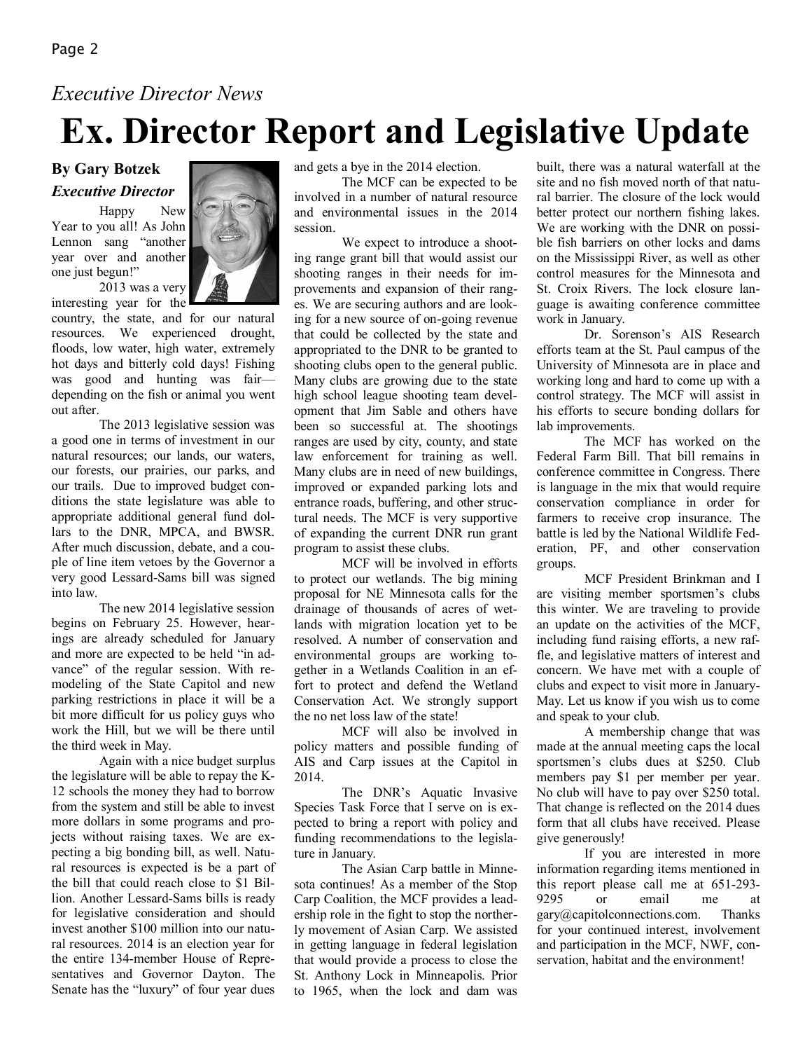*Executive Director News*

# Ex. Director Report and Legislative Update

**By Gary Botzek**

***Executive Director***

Happy New Year to you all! As John Lennon sang "another year over and another one just begun!"

2013 was a very interesting year for the country, the state, and for our natural resources. We experienced drought, floods, low water, high water, extremely hot days and bitterly cold days! Fishing was good and hunting was fair—depending on the fish or animal you went out after.

The 2013 legislative session was a good one in terms of investment in our natural resources; our lands, our waters, our forests, our prairies, our parks, and our trails. Due to improved budget conditions the state legislature was able to appropriate additional general fund dollars to the DNR, MPCA, and BWSR. After much discussion, debate, and a couple of line item vetoes by the Governor a very good Lessard-Sams bill was signed into law.

The new 2014 legislative session begins on February 25. However, hearings are already scheduled for January and more are expected to be held "in advance" of the regular session. With remodeling of the State Capitol and new parking restrictions in place it will be a bit more difficult for us policy guys who work the Hill, but we will be there until the third week in May.

Again with a nice budget surplus the legislature will be able to repay the K-12 schools the money they had to borrow from the system and still be able to invest more dollars in some programs and projects without raising taxes. We are expecting a big bonding bill, as well. Natural resources is expected is be a part of the bill that could reach close to $1 Billion. Another Lessard-Sams bills is ready for legislative consideration and should invest another $100 million into our natural resources. 2014 is an election year for the entire 134-member House of Representatives and Governor Dayton. The Senate has the "luxury" of four year dues and gets a bye in the 2014 election.

The MCF can be expected to be involved in a number of natural resource and environmental issues in the 2014 session.

We expect to introduce a shooting range grant bill that would assist our shooting ranges in their needs for improvements and expansion of their ranges. We are securing authors and are looking for a new source of on-going revenue that could be collected by the state and appropriated to the DNR to be granted to shooting clubs open to the general public. Many clubs are growing due to the state high school league shooting team development that Jim Sable and others have been so successful at. The shootings ranges are used by city, county, and state law enforcement for training as well. Many clubs are in need of new buildings, improved or expanded parking lots and entrance roads, buffering, and other structural needs. The MCF is very supportive of expanding the current DNR run grant program to assist these clubs.

MCF will be involved in efforts to protect our wetlands. The big mining proposal for NE Minnesota calls for the drainage of thousands of acres of wetlands with migration location yet to be resolved. A number of conservation and environmental groups are working together in a Wetlands Coalition in an effort to protect and defend the Wetland Conservation Act. We strongly support the no net loss law of the state!

MCF will also be involved in policy matters and possible funding of AIS and Carp issues at the Capitol in 2014.

The DNR's Aquatic Invasive Species Task Force that I serve on is expected to bring a report with policy and funding recommendations to the legislature in January.

The Asian Carp battle in Minnesota continues! As a member of the Stop Carp Coalition, the MCF provides a leadership role in the fight to stop the northerly movement of Asian Carp. We assisted in getting language in federal legislation that would provide a process to close the St. Anthony Lock in Minneapolis. Prior to 1965, when the lock and dam was built, there was a natural waterfall at the site and no fish moved north of that natural barrier. The closure of the lock would better protect our northern fishing lakes. We are working with the DNR on possible fish barriers on other locks and dams on the Mississippi River, as well as other control measures for the Minnesota and St. Croix Rivers. The lock closure language is awaiting conference committee work in January.

Dr. Sorenson's AIS Research efforts team at the St. Paul campus of the University of Minnesota are in place and working long and hard to come up with a control strategy. The MCF will assist in his efforts to secure bonding dollars for lab improvements.

The MCF has worked on the Federal Farm Bill. That bill remains in conference committee in Congress. There is language in the mix that would require conservation compliance in order for farmers to receive crop insurance. The battle is led by the National Wildlife Federation, PF, and other conservation groups.

MCF President Brinkman and I are visiting member sportsmen's clubs this winter. We are traveling to provide an update on the activities of the MCF, including fund raising efforts, a new raffle, and legislative matters of interest and concern. We have met with a couple of clubs and expect to visit more in January-May. Let us know if you wish us to come and speak to your club.

A membership change that was made at the annual meeting caps the local sportsmen's clubs dues at $250. Club members pay $1 per member per year. No club will have to pay over $250 total. That change is reflected on the 2014 dues form that all clubs have received. Please give generously!

If you are interested in more information regarding items mentioned in this report please call me at 651-293-9295 or email me at gary@capitolconnections.com. Thanks for your continued interest, involvement and participation in the MCF, NWF, conservation, habitat and the environment!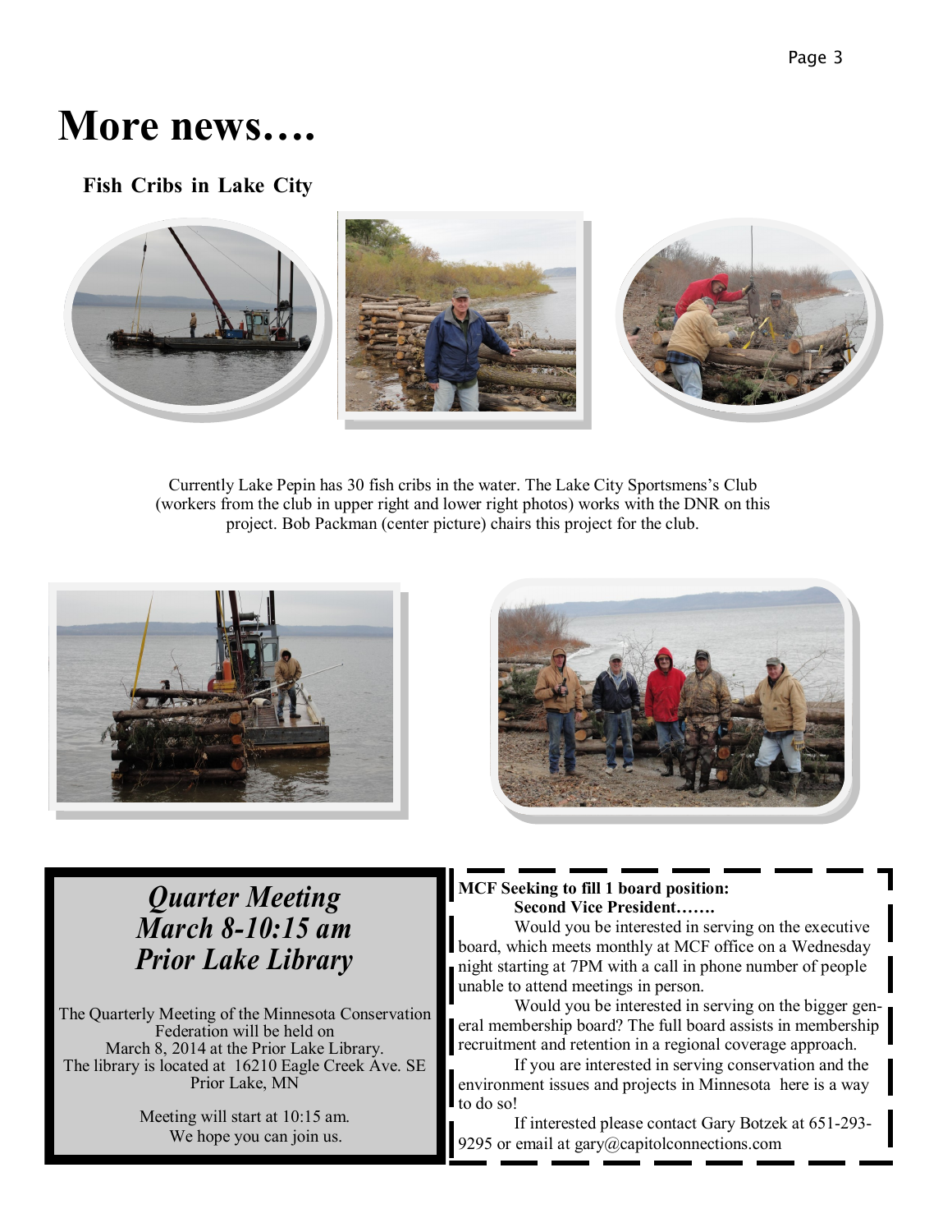# More news….

### Fish Cribs in Lake City

Currently Lake Pepin has 30 fish cribs in the water. The Lake City Sportsmens's Club (workers from the club in upper right and lower right photos) works with the DNR on this project. Bob Packman (center picture) chairs this project for the club.

## *Quarter Meeting*
## *March 8-10:15 am*
## *Prior Lake Library*

The Quarterly Meeting of the Minnesota Conservation Federation will be held on March 8, 2014 at the Prior Lake Library. The library is located at 16210 Eagle Creek Ave. SE Prior Lake, MN

Meeting will start at 10:15 am. We hope you can join us.

**MCF Seeking to fill 1 board position:**
**Second Vice President…….**

Would you be interested in serving on the executive board, which meets monthly at MCF office on a Wednesday night starting at 7PM with a call in phone number of people unable to attend meetings in person.

Would you be interested in serving on the bigger general membership board? The full board assists in membership recruitment and retention in a regional coverage approach.

If you are interested in serving conservation and the environment issues and projects in Minnesota here is a way to do so!

If interested please contact Gary Botzek at 651-293-9295 or email at gary@capitolconnections.com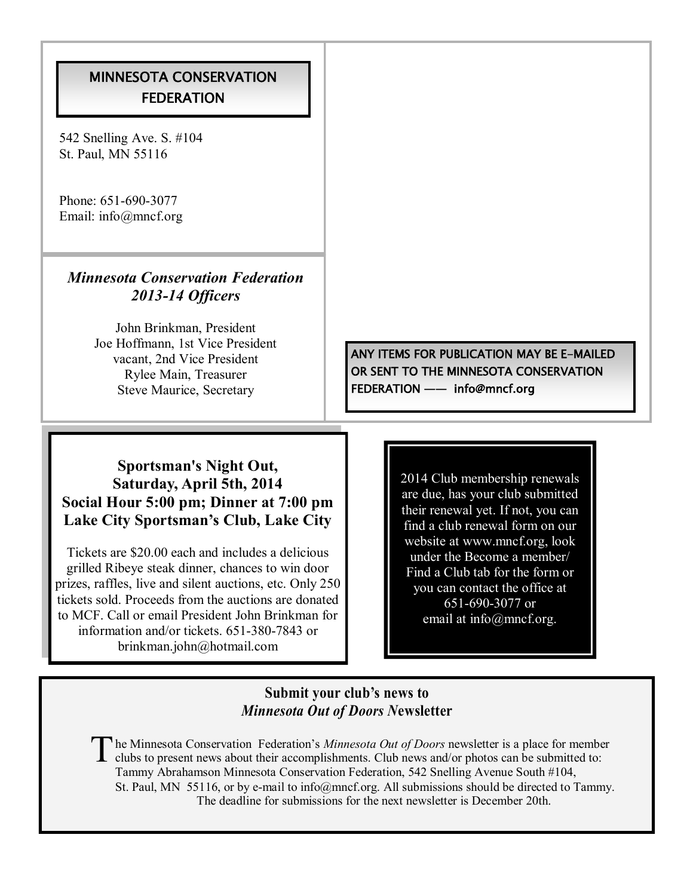## MINNESOTA CONSERVATION FEDERATION

542 Snelling Ave. S. #104
St. Paul, MN 55116

Phone: 651-690-3077
Email: info@mncf.org

### *Minnesota Conservation Federation 2013-14 Officers*

John Brinkman, President
Joe Hoffmann, 1st Vice President
vacant, 2nd Vice President
Rylee Main, Treasurer
Steve Maurice, Secretary

ANY ITEMS FOR PUBLICATION MAY BE E-MAILED OR SENT TO THE MINNESOTA CONSERVATION FEDERATION —— info@mncf.org

### Sportsman's Night Out, Saturday, April 5th, 2014
### Social Hour 5:00 pm; Dinner at 7:00 pm
### Lake City Sportsman's Club, Lake City

Tickets are $20.00 each and includes a delicious grilled Ribeye steak dinner, chances to win door prizes, raffles, live and silent auctions, etc. Only 250 tickets sold. Proceeds from the auctions are donated to MCF. Call or email President John Brinkman for information and/or tickets. 651-380-7843 or brinkman.john@hotmail.com

2014 Club membership renewals are due, has your club submitted their renewal yet. If not, you can find a club renewal form on our website at www.mncf.org, look under the Become a member/ Find a Club tab for the form or you can contact the office at 651-690-3077 or email at info@mncf.org.

### Submit your club's news to *Minnesota Out of Doors N*ewsletter

The Minnesota Conservation Federation's *Minnesota Out of Doors* newsletter is a place for member clubs to present news about their accomplishments. Club news and/or photos can be submitted to: Tammy Abrahamson Minnesota Conservation Federation, 542 Snelling Avenue South #104, St. Paul, MN 55116, or by e-mail to info@mncf.org. All submissions should be directed to Tammy. The deadline for submissions for the next newsletter is December 20th.